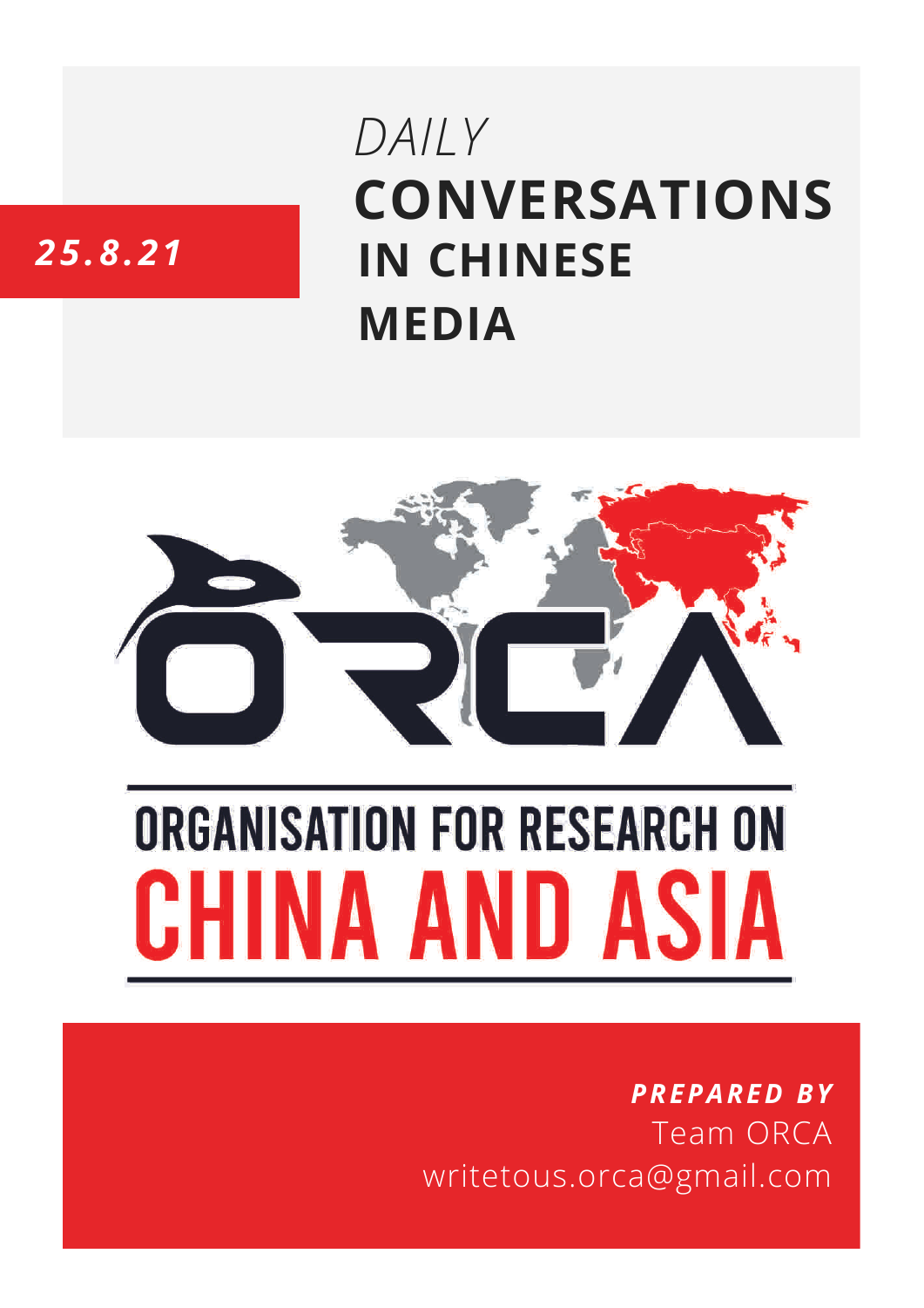*25.8.21*

# *DAILY* **CONVERSATIONS IN CHINESE MEDIA**

ORGANISATION FOR RESEARCH ON CHINA AND ASIA

***PREPARED BY***
Team ORCA
writetous.orca@gmail.com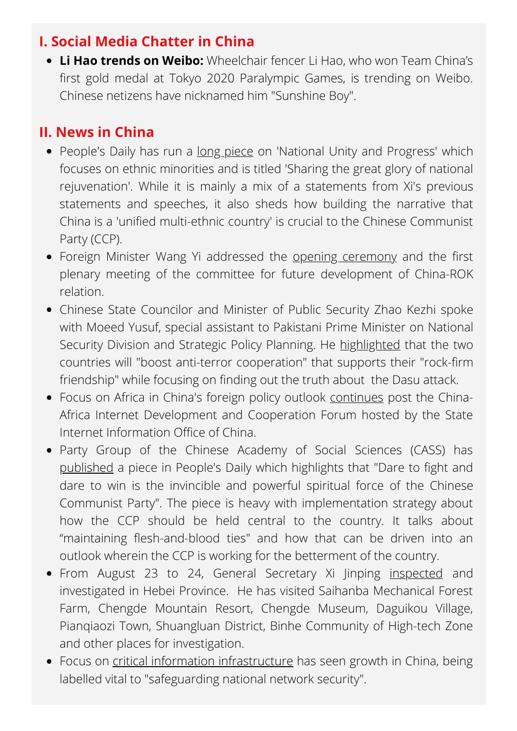## I. Social Media Chatter in China

- **Li Hao trends on Weibo:** Wheelchair fencer Li Hao, who won Team China's first gold medal at Tokyo 2020 Paralympic Games, is trending on Weibo. Chinese netizens have nicknamed him "Sunshine Boy".

## II. News in China

- People's Daily has run a long piece on 'National Unity and Progress' which focuses on ethnic minorities and is titled 'Sharing the great glory of national rejuvenation'. While it is mainly a mix of a statements from Xi's previous statements and speeches, it also sheds how building the narrative that China is a 'unified multi-ethnic country' is crucial to the Chinese Communist Party (CCP).
- Foreign Minister Wang Yi addressed the opening ceremony and the first plenary meeting of the committee for future development of China-ROK relation.
- Chinese State Councilor and Minister of Public Security Zhao Kezhi spoke with Moeed Yusuf, special assistant to Pakistani Prime Minister on National Security Division and Strategic Policy Planning. He highlighted that the two countries will "boost anti-terror cooperation" that supports their "rock-firm friendship" while focusing on finding out the truth about the Dasu attack.
- Focus on Africa in China's foreign policy outlook continues post the China-Africa Internet Development and Cooperation Forum hosted by the State Internet Information Office of China.
- Party Group of the Chinese Academy of Social Sciences (CASS) has published a piece in People's Daily which highlights that "Dare to fight and dare to win is the invincible and powerful spiritual force of the Chinese Communist Party". The piece is heavy with implementation strategy about how the CCP should be held central to the country. It talks about "maintaining flesh-and-blood ties" and how that can be driven into an outlook wherein the CCP is working for the betterment of the country.
- From August 23 to 24, General Secretary Xi Jinping inspected and investigated in Hebei Province. He has visited Saihanba Mechanical Forest Farm, Chengde Mountain Resort, Chengde Museum, Daguikou Village, Pianqiaozi Town, Shuangluan District, Binhe Community of High-tech Zone and other places for investigation.
- Focus on critical information infrastructure has seen growth in China, being labelled vital to "safeguarding national network security".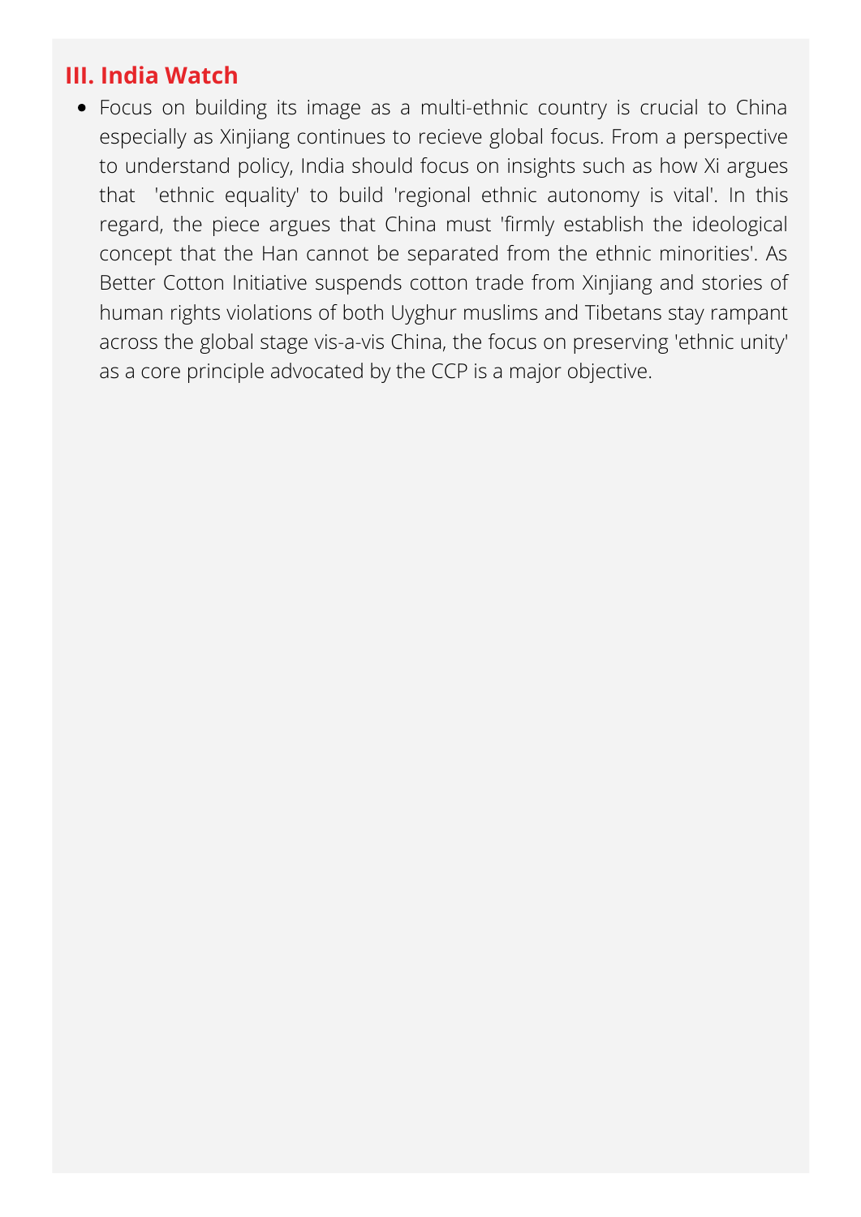## III. India Watch

- Focus on building its image as a multi-ethnic country is crucial to China especially as Xinjiang continues to recieve global focus. From a perspective to understand policy, India should focus on insights such as how Xi argues that 'ethnic equality' to build 'regional ethnic autonomy is vital'. In this regard, the piece argues that China must 'firmly establish the ideological concept that the Han cannot be separated from the ethnic minorities'. As Better Cotton Initiative suspends cotton trade from Xinjiang and stories of human rights violations of both Uyghur muslims and Tibetans stay rampant across the global stage vis-a-vis China, the focus on preserving 'ethnic unity' as a core principle advocated by the CCP is a major objective.